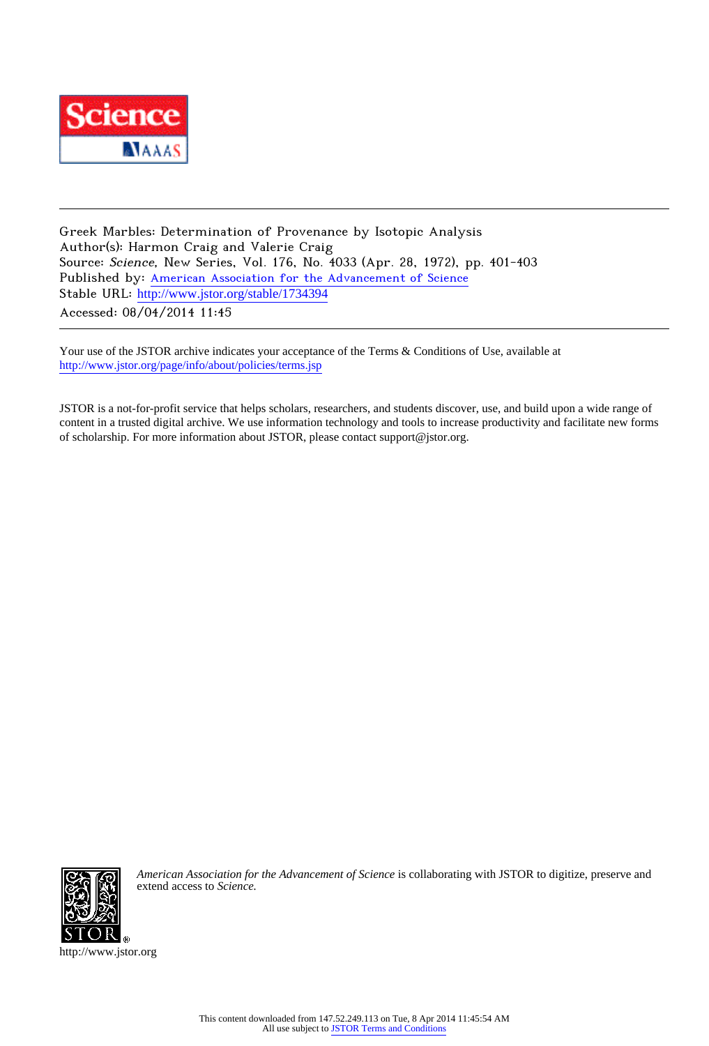Greek Marbles: Determination of Provenance by Isotopic Analysis
Author(s): Harmon Craig and Valerie Craig
Source: *Science*, New Series, Vol. 176, No. 4033 (Apr. 28, 1972), pp. 401-403
Published by: American Association for the Advancement of Science
Stable URL: http://www.jstor.org/stable/1734394
Accessed: 08/04/2014 11:45

Your use of the JSTOR archive indicates your acceptance of the Terms & Conditions of Use, available at
http://www.jstor.org/page/info/about/policies/terms.jsp

JSTOR is a not-for-profit service that helps scholars, researchers, and students discover, use, and build upon a wide range of content in a trusted digital archive. We use information technology and tools to increase productivity and facilitate new forms of scholarship. For more information about JSTOR, please contact support@jstor.org.

*American Association for the Advancement of Science* is collaborating with JSTOR to digitize, preserve and extend access to *Science.*

http://www.jstor.org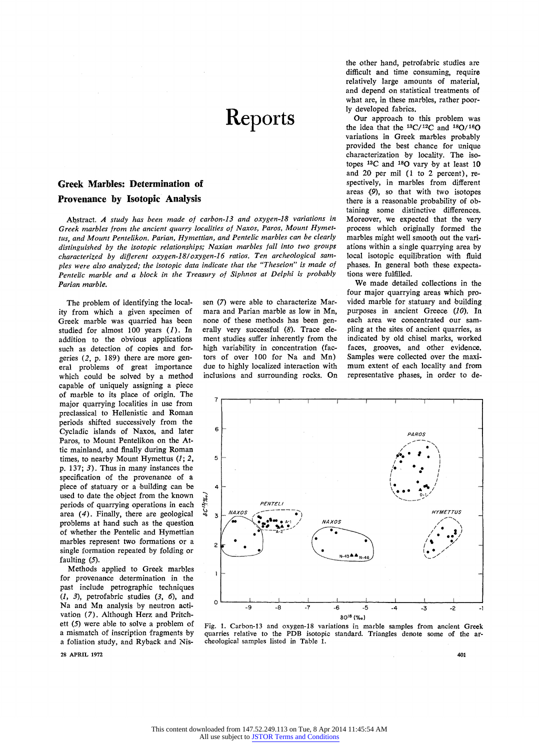# Reports

## Greek Marbles: Determination of Provenance by Isotopic Analysis

*Abstract.* *A study has been made of carbon-13 and oxygen-18 variations in Greek marbles from the ancient quarry localities of Naxos, Paros, Mount Hymettus, and Mount Pentelikon. Parian, Hymettian, and Pentelic marbles can be clearly distinguished by the isotopic relationships; Naxian marbles fall into two groups characterized by different oxygen-18/oxygen-16 ratios. Ten archeological samples were also analyzed; the isotopic data indicate that the "Theseion" is made of Pentelic marble and a block in the Treasury of Siphnos at Delphi is probably Parian marble.*

The problem of identifying the locality from which a given specimen of Greek marble was quarried has been studied for almost 100 years (*1*). In addition to the obvious applications such as detection of copies and forgeries (*2*, p. 189) there are more general problems of great importance which could be solved by a method capable of uniquely assigning a piece of marble to its place of origin. The major quarrying localities in use from preclassical to Hellenistic and Roman periods shifted successively from the Cycladic islands of Naxos, and later Paros, to Mount Pentelikon on the Attic mainland, and finally during Roman times, to nearby Mount Hymettus (*1*; *2*, p. 137; *3*). Thus in many instances the specification of the provenance of a piece of statuary or a building can be used to date the object from the known periods of quarrying operations in each area (*4*). Finally, there are geological problems at hand such as the question of whether the Pentelic and Hymettian marbles represent two formations or a single formation repeated by folding or faulting (*5*).

Methods applied to Greek marbles for provenance determination in the past include petrographic techniques (*1*, *3*), petrofabric studies (*3*, *6*), and Na and Mn analysis by neutron activation (*7*). Although Herz and Pritchett (*5*) were able to solve a problem of a mismatch of inscription fragments by a foliation study, and Ryback and Nissen (*7*) were able to characterize Marmara and Parian marble as low in Mn, none of these methods has been generally very successful (*8*). Trace element studies suffer inherently from the high variability in concentration (factors of over 100 for Na and Mn) due to highly localized interaction with inclusions and surrounding rocks. On the other hand, petrofabric studies are difficult and time consuming, require relatively large amounts of material, and depend on statistical treatments of what are, in these marbles, rather poorly developed fabrics.

Our approach to this problem was the idea that the $^{13}C/^{12}C$ and $^{18}O/^{16}O$ variations in Greek marbles probably provided the best chance for unique characterization by locality. The isotopes $^{13}C$ and $^{18}O$ vary by at least 10 and 20 per mil (1 to 2 percent), respectively, in marbles from different areas (*9*), so that with two isotopes there is a reasonable probability of obtaining some distinctive differences. Moreover, we expected that the very process which originally formed the marbles might well smooth out the variations within a single quarrying area by local isotopic equilibration with fluid phases. In general both these expectations were fulfilled.

We made detailed collections in the four major quarrying areas which provided marble for statuary and building purposes in ancient Greece (*10*). In each area we concentrated our sampling at the sites of ancient quarries, as indicated by old chisel marks, worked faces, grooves, and other evidence. Samples were collected over the maximum extent of each locality and from representative phases, in order to de-

Fig. 1. Carbon-13 and oxygen-18 variations in marble samples from ancient Greek quarries relative to the PDB isotopic standard. Triangles denote some of the archeological samples listed in Table 1.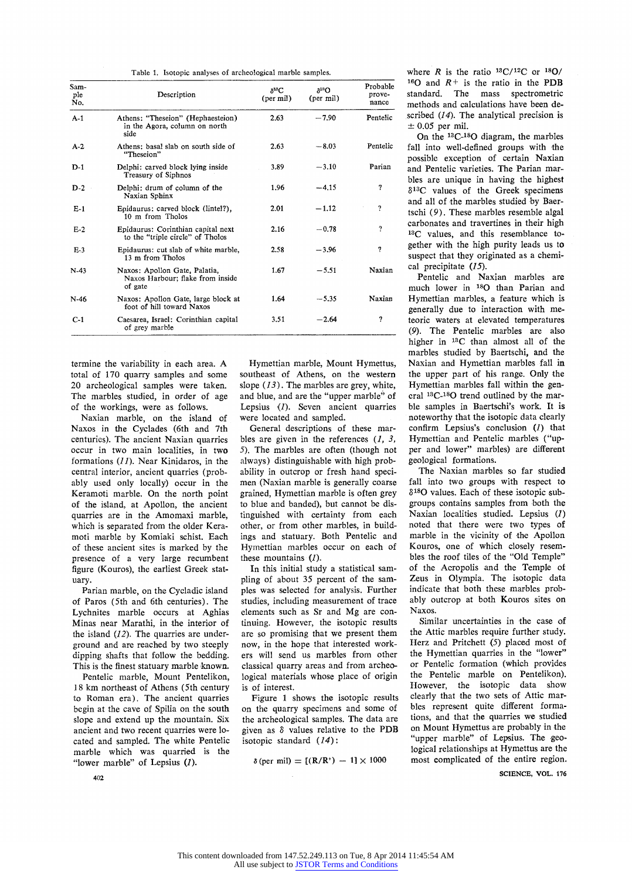Table 1. Isotopic analyses of archeological marble samples.

| Sample No. | Description | $\delta^{13}C$ (per mil) | $\delta^{18}O$ (per mil) | Probable provenance |
|---|---|---|---|---|
| A-1 | Athens: "Theseion" (Hephaesteion) in the Agora, column on north side | 2.63 | −7.90 | Pentelic |
| A-2 | Athens: basal slab on south side of "Theseion" | 2.63 | −8.03 | Pentelic |
| D-1 | Delphi: carved block lying inside Treasury of Siphnos | 3.89 | −3.10 | Parian |
| D-2 | Delphi: drum of column of the Naxian Sphinx | 1.96 | −4.15 | ? |
| E-1 | Epidaurus: carved block (lintel?), 10 m from Tholos | 2.01 | −1.12 | ? |
| E-2 | Epidaurus: Corinthian capital next to the "triple circle" of Tholos | 2.16 | −0.78 | ? |
| E-3 | Epidaurus: cut slab of white marble, 13 m from Tholos | 2.58 | −3.96 | ? |
| N-43 | Naxos: Apollon Gate, Palatia, Naxos Harbour; flake from inside of gate | 1.67 | −5.51 | Naxian |
| N-46 | Naxos: Apollon Gate, large block at foot of hill toward Naxos | 1.64 | −5.35 | Naxian |
| C-1 | Caesarea, Israel: Corinthian capital of grey marble | 3.51 | −2.64 | ? |

termine the variability in each area. A total of 170 quarry samples and some 20 archeological samples were taken. The marbles studied, in order of age of the workings, were as follows.

Naxian marble, on the island of Naxos in the Cyclades (6th and 7th centuries). The ancient Naxian quarries occur in two main localities, in two formations (*11*). Near Kinidaros, in the central interior, ancient quarries (probably used only locally) occur in the Keramoti marble. On the north point of the island, at Apollon, the ancient quarries are in the Amomaxi marble, which is separated from the older Keramoti marble by Komiaki schist. Each of these ancient sites is marked by the presence of a very large recumbent figure (Kouros), the earliest Greek statuary.

Parian marble, on the Cycladic island of Paros (5th and 6th centuries). The Lychnites marble occurs at Aghias Minas near Marathi, in the interior of the island (*12*). The quarries are underground and are reached by two steeply dipping shafts that follow the bedding. This is the finest statuary marble known.

Pentelic marble, Mount Pentelikon, 18 km northeast of Athens (5th century to Roman era). The ancient quarries begin at the cave of Spilia on the south slope and extend up the mountain. Six ancient and two recent quarries were located and sampled. The white Pentelic marble which was quarried is the "lower marble" of Lepsius (*1*).

Hymettian marble, Mount Hymettus, southeast of Athens, on the western slope (*13*). The marbles are grey, white, and blue, and are the "upper marble" of Lepsius (*1*). Seven ancient quarries were located and sampled.

General descriptions of these marbles are given in the references (*1*, *3*, *5*). The marbles are often (though not always) distinguishable with high probability in outcrop or fresh hand specimen (Naxian marble is generally coarse grained, Hymettian marble is often grey to blue and banded), but cannot be distinguished with certainty from each other, or from other marbles, in buildings and statuary. Both Pentelic and Hymettian marbles occur on each of these mountains (*1*).

In this initial study a statistical sampling of about 35 percent of the samples was selected for analysis. Further studies, including measurement of trace elements such as Sr and Mg are continuing. However, the isotopic results are so promising that we present them now, in the hope that interested workers will send us marbles from other classical quarry areas and from archeological materials whose place of origin is of interest.

Figure 1 shows the isotopic results on the quarry specimens and some of the archeological samples. The data are given as $\delta$ values relative to the PDB isotopic standard (*14*):

$$\delta \text{ (per mil)} = [(R/R^{+}) - 1] \times 1000$$

where $R$ is the ratio $^{13}C/^{12}C$ or $^{18}O/^{16}O$ and $R^{+}$ is the ratio in the PDB standard. The mass spectrometric methods and calculations have been described (*14*). The analytical precision is $\pm$ 0.05 per mil.

On the $^{13}C$-$^{18}O$ diagram, the marbles fall into well-defined groups with the possible exception of certain Naxian and Pentelic varieties. The Parian marbles are unique in having the highest $\delta^{13}C$ values of the Greek specimens and all of the marbles studied by Baertschi (*9*). These marbles resemble algal carbonates and travertines in their high $^{13}C$ values, and this resemblance together with the high purity leads us to suspect that they originated as a chemical precipitate (*15*).

Pentelic and Naxian marbles are much lower in $^{18}O$ than Parian and Hymettian marbles, a feature which is generally due to interaction with meteoric waters at elevated temperatures (*9*). The Pentelic marbles are also higher in $^{13}C$ than almost all of the marbles studied by Baertschi, and the Naxian and Hymettian marbles fall in the upper part of his range. Only the Hymettian marbles fall within the general $^{13}C$-$^{18}O$ trend outlined by the marble samples in Baertschi's work. It is noteworthy that the isotopic data clearly confirm Lepsius's conclusion (*1*) that Hymettian and Pentelic marbles ("upper and lower" marbles) are different geological formations.

The Naxian marbles so far studied fall into two groups with respect to $\delta^{18}O$ values. Each of these isotopic subgroups contains samples from both the Naxian localities studied. Lepsius (*1*) noted that there were two types of marble in the vicinity of the Apollon Kouros, one of which closely resembles the roof tiles of the "Old Temple" of the Acropolis and the Temple of Zeus in Olympia. The isotopic data indicate that both these marbles probably outcrop at both Kouros sites on Naxos.

Similar uncertainties in the case of the Attic marbles require further study. Herz and Pritchett (*5*) placed most of the Hymettian quarries in the "lower" or Pentelic formation (which provides the Pentelic marble on Pentelikon). However, the isotopic data show clearly that the two sets of Attic marbles represent quite different formations, and that the quarries we studied on Mount Hymettus are probably in the "upper marble" of Lepsius. The geological relationships at Hymettus are the most complicated of the entire region.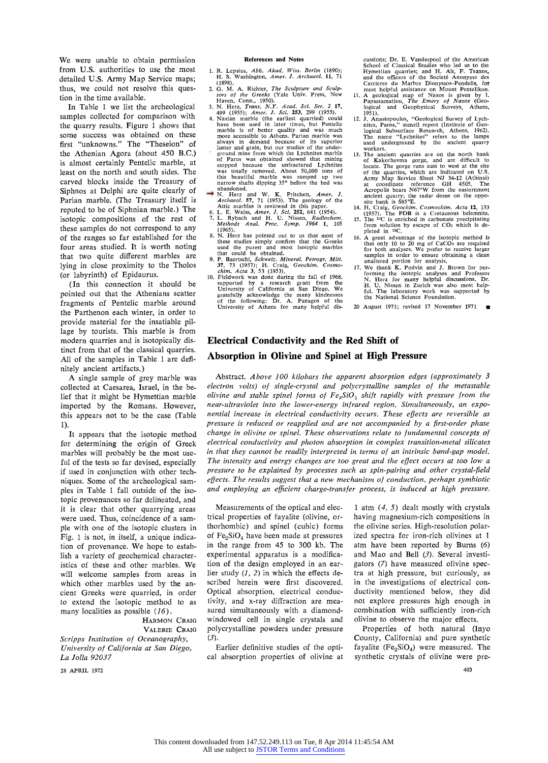We were unable to obtain permission from U.S. authorities to use the most detailed U.S. Army Map Service maps; thus, we could not resolve this question in the time available.

In Table 1 we list the archeological samples collected for comparison with the quarry results. Figure 1 shows that some success was obtained on these first "unknowns." The "Theseion" of the Athenian Agora (about 450 B.C.) is almost certainly Pentelic marble, at least on the north and south sides. The carved blocks inside the Treasury of Siphnos at Delphi are quite clearly of Parian marble. (The Treasury itself is reputed to be of Siphnian marble.) The isotopic compositions of the rest of these samples do not correspond to any of the ranges so far established for the four areas studied. It is worth noting that two quite different marbles are lying in close proximity to the Tholos (or labyrinth) of Epidaurus.

(In this connection it should be pointed out that the Athenians scatter fragments of Pentelic marble around the Parthenon each winter, in order to provide material for the insatiable pillage by tourists. This marble is from modern quarries and is isotopically distinct from that of the classical quarries. All of the samples in Table 1 are definitely ancient artifacts.)

A single sample of grey marble was collected at Caesarea, Israel, in the belief that it might be Hymettian marble imported by the Romans. However, this appears not to be the case (Table 1).

It appears that the isotopic method for determining the origin of Greek marbles will probably be the most useful of the tests so far devised, especially if used in conjunction with other techniques. Some of the archeological samples in Table 1 fall outside of the isotopic provenances so far delineated, and it is clear that other quarrying areas were used. Thus, coincidence of a sample with one of the isotopic clusters in Fig. 1 is not, in itself, a unique indication of provenance. We hope to establish a variety of geochemical characteristics of these and other marbles. We will welcome samples from areas in which other marbles used by the ancient Greeks were quarried, in order to extend the isotopic method to as many localities as possible (*16*).

HARMON CRAIG
VALERIE CRAIG

*Scripps Institution of Oceanography, University of California at San Diego, La Jolla 92037*

### References and Notes

1. R. Lepsius, *Abh. Akad. Wiss. Berlin* (1890); H. S. Washington, *Amer. J. Archaeol.* **11**, 71 (1898).
2. G. M. A. Richter, *The Sculpture and Sculptors of the Greeks* (Yale Univ. Press, New Haven, Conn., 1950).
3. N. Herz, *Trans. N.Y. Acad. Sci. Ser. 2* **17**, 499 (1955); *Amer. J. Sci.* **253**, 299 (1955).
4. Naxian marble (the earliest quarried) could have been used in later times, but Pentelic marble is of better quality and was much more accessible to Athens. Parian marble was always in demand because of its superior luster and grain, but our studies of the underground mine from which the Lychnites marble of Paros was obtained showed that mining stopped because the unfractured Lychnites was totally removed. About 50,000 tons of this beautiful marble was ramped up two narrow shafts dipping 35° before the bed was abandoned.
5. N. Herz and W. K. Pritchett, *Amer. J. Archaeol.* **57**, 71 (1953). The geology of the Attic marbles is reviewed in this paper.
6. L. E. Weiss, *Amer. J. Sci.* **252**, 641 (1954).
7. L. Rybach and H. U. Nissen, *Radiochem. Methods Anal. Proc. Symp. 1964* **1**, 105 (1965).
8. N. Herz has pointed out to us that most of these studies simply confirm that the Greeks used the purest and most isotopic marbles that could be obtained.
9. P. Baertschi, *Schweiz. Mineral. Petrogr. Mitt.* **37**, 73 (1957); H. Craig, *Geochim. Cosmochim. Acta* **3**, 53 (1953).
10. Fieldwork was done during the fall of 1968, supported by a research grant from the University of California at San Diego. We gratefully acknowledge the many kindnesses of the following: Dr. A. Panagos of the University of Athens for many helpful discussions; Dr. E. Vanderpool of the American School of Classical Studies who led us to the Hymettian quarries; and H. Alt, F. Tsanos, and the officers of the Societé Anonyme des Carrieres du Marbre Dionyssos–Pendelis, for most helpful assistance on Mount Pentelikon.
11. A geological map of Naxos is given by I. Papastamatiou, *The Emery of Naxos* (Geological and Geophysical Surveys, Athens, 1951).
12. J. Anastopoulos, "Geological Survey of Lychnites, Paros," stencil report (Institute of Geological Subsurface Research, Athens, 1962). The name "Lychnites" refers to the lamps used underground by the ancient quarry workers.
13. The ancient quarries are on the north bank of Kakorhevma gorge, and are difficult to locate. The gorge runs east to west at the site of the quarries, which are indicated on U.S. Army Map Service Sheet NJ 34-12 (Athinai) at coordinate reference GH 4505. The Acropolis bears N67°W from the easternmost ancient quarry; the radar dome on the opposite bank is S85°E.
14. H. Craig, *Geochim. Cosmochim. Acta* **12**, 133 (1957). The PDB is a Cretaceous belemnite.
15. The $^{13}C$ is enriched in carbonate precipitating from solution by escape of $CO_2$ which is depleted in $^{13}C$.
16. A great advantage of the isotopic method is that only 10 to 20 mg of $CaCO_3$ are required for both analyses. We prefer to receive larger samples in order to ensure obtaining a clean unaltered portion for analysis.
17. We thank K. Podvin and J. Brown for performing the isotopic analyses and Professor N. Herz for many helpful discussions. Dr. H. U. Nissen in Zurich was also most helpful. The laboratory work was supported by the National Science Foundation.

20 August 1971; revised 17 November 1971

## Electrical Conductivity and the Red Shift of Absorption in Olivine and Spinel at High Pressure

*Abstract.* *Above 100 kilobars the apparent absorption edges (approximately 3 electron volts) of single-crystal and polycrystalline samples of the metastable olivine and stable spinel forms of* $Fe_2SiO_4$ *shift rapidly with pressure from the near-ultraviolet into the lower-energy infrared region. Simultaneously, an exponential increase in electrical conductivity occurs. These effects are reversible as pressure is reduced or reapplied and are not accompanied by a first-order phase change in olivine or spinel. These observations relate to fundamental concepts of electrical conductivity and photon absorption in complex transition-metal silicates in that they cannot be readily interpreted in terms of an intrinsic band-gap model. The intensity and energy changes are too great and the effect occurs at too low a pressure to be explained by processes such as spin-pairing and other crystal-field effects. The results suggest that a new mechanism of conduction, perhaps symbiotic and employing an efficient charge-transfer process, is induced at high pressure.*

Measurements of the optical and electrical properties of fayalite (olivine, orthorhombic) and spinel (cubic) forms of $Fe_2SiO_4$ have been made at pressures in the range from 45 to 300 kb. The experimental apparatus is a modification of the design employed in an earlier study (*1, 2*) in which the effects described herein were first discovered. Optical absorption, electrical conductivity, and x-ray diffraction are measured simultaneously with a diamond-windowed cell in single crystals and polycrystalline powders under pressure (*3*).

Earlier definitive studies of the optical absorption properties of olivine at 1 atm (*4, 5*) dealt mostly with crystals having magnesium-rich compositions in the olivine series. High-resolution polarized spectra for iron-rich olivines at 1 atm have been reported by Burns (*6*) and Mao and Bell (*3*). Several investigators (*7*) have measured olivine spectra at high pressure, but curiously, as in the investigations of electrical conductivity mentioned below, they did not explore pressures high enough in combination with sufficiently iron-rich olivine to observe the major effects.

Properties of both natural (Inyo County, California) and pure synthetic fayalite ($Fe_2SiO_4$) were measured. The synthetic crystals of olivine were pre-